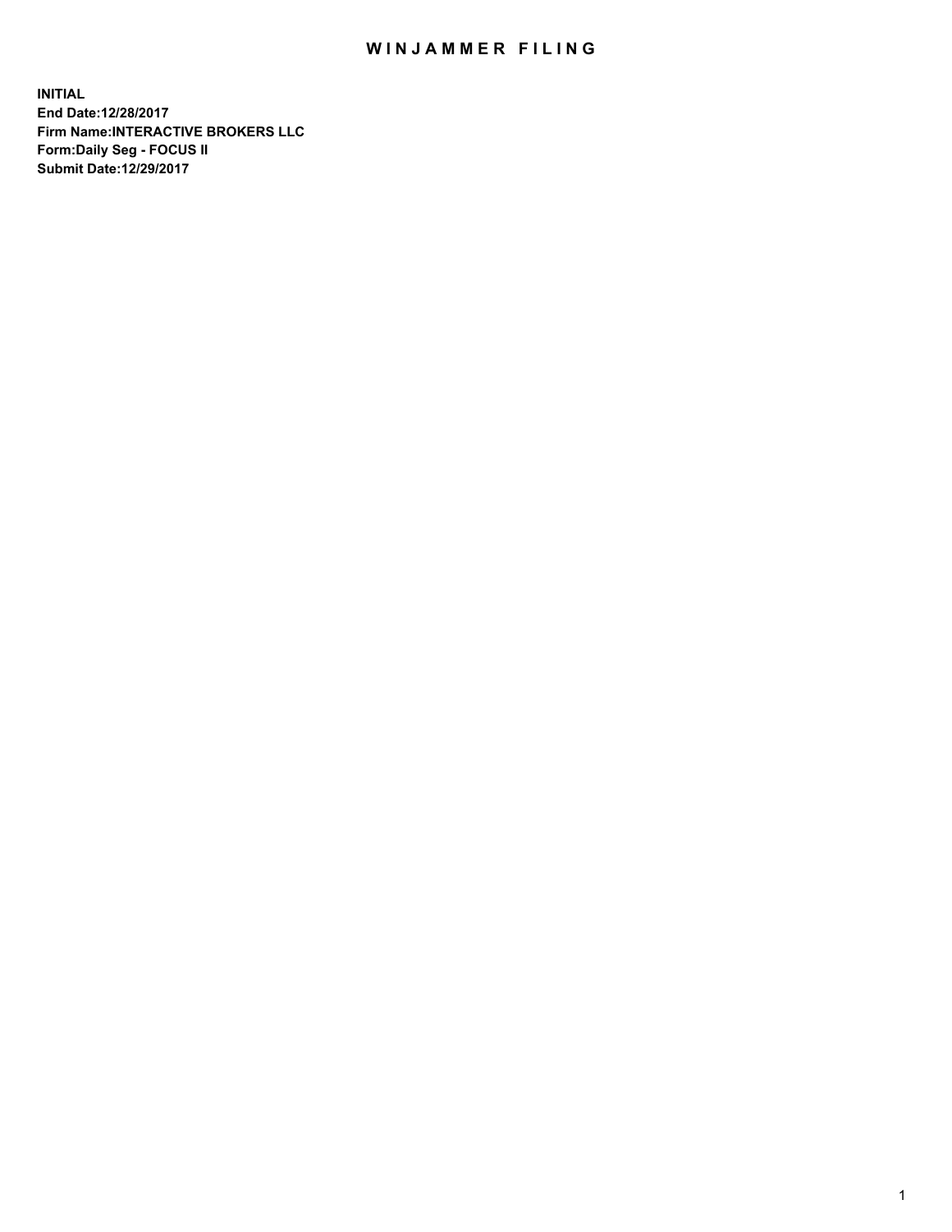# WINJAMMER FILING

**INITIAL**
**End Date:12/28/2017**
**Firm Name:INTERACTIVE BROKERS LLC**
**Form:Daily Seg - FOCUS II**
**Submit Date:12/29/2017**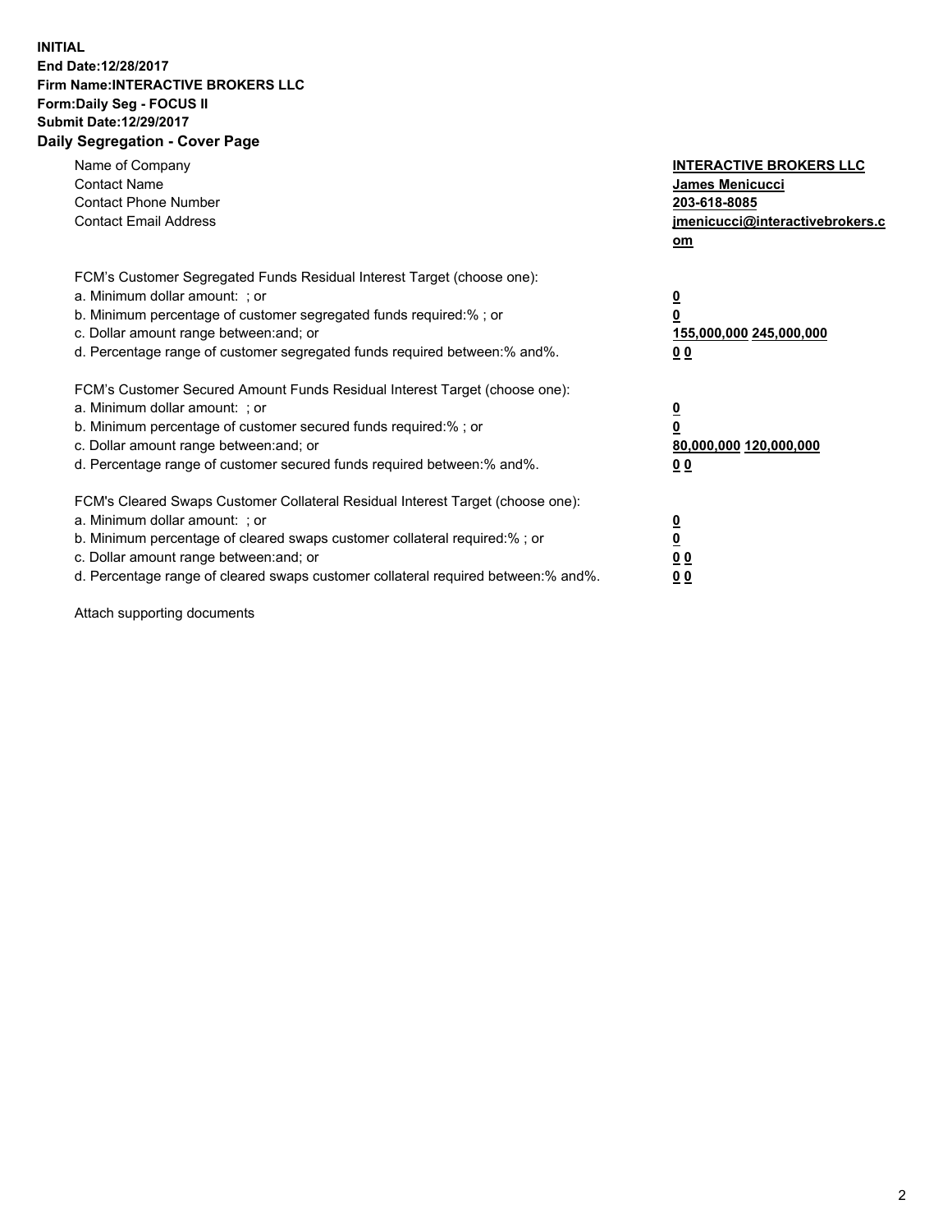**INITIAL**
**End Date:12/28/2017**
**Firm Name:INTERACTIVE BROKERS LLC**
**Form:Daily Seg - FOCUS II**
**Submit Date:12/29/2017**
**Daily Segregation - Cover Page**

| | |
|---|---|
| Name of Company | **INTERACTIVE BROKERS LLC** |
| Contact Name | **James Menicucci** |
| Contact Phone Number | **203-618-8085** |
| Contact Email Address | **jmenicucci@interactivebrokers.com** |

FCM's Customer Segregated Funds Residual Interest Target (choose one):

| | |
|---|---|
| a. Minimum dollar amount: ; or | **0** |
| b. Minimum percentage of customer segregated funds required:% ; or | **0** |
| c. Dollar amount range between:and; or | **155,000,000 245,000,000** |
| d. Percentage range of customer segregated funds required between:% and%. | **0 0** |

FCM's Customer Secured Amount Funds Residual Interest Target (choose one):

| | |
|---|---|
| a. Minimum dollar amount: ; or | **0** |
| b. Minimum percentage of customer secured funds required:% ; or | **0** |
| c. Dollar amount range between:and; or | **80,000,000 120,000,000** |
| d. Percentage range of customer secured funds required between:% and%. | **0 0** |

FCM's Cleared Swaps Customer Collateral Residual Interest Target (choose one):

| | |
|---|---|
| a. Minimum dollar amount: ; or | **0** |
| b. Minimum percentage of cleared swaps customer collateral required:% ; or | **0** |
| c. Dollar amount range between:and; or | **0 0** |
| d. Percentage range of cleared swaps customer collateral required between:% and%. | **0 0** |

Attach supporting documents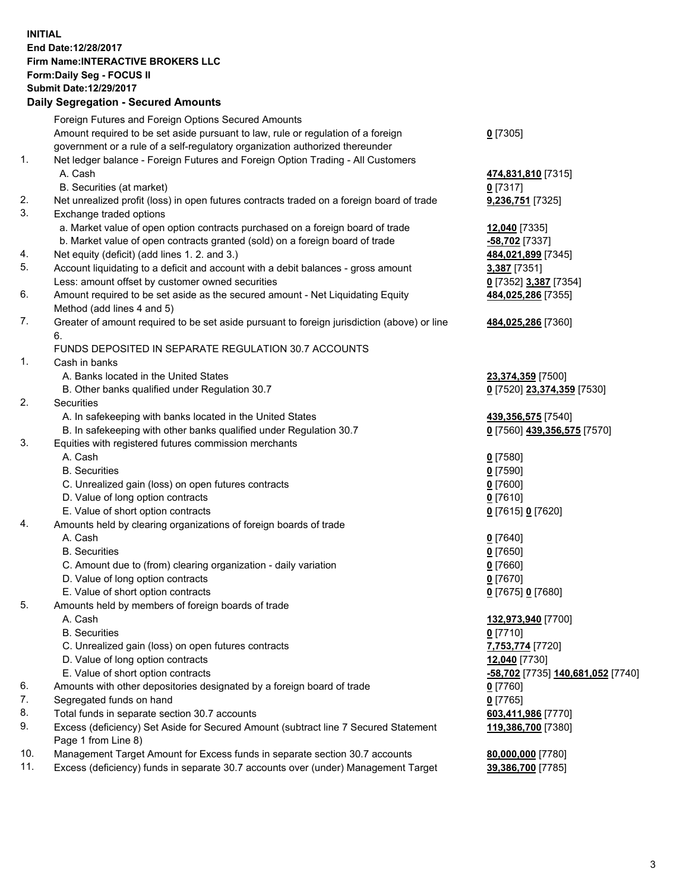**INITIAL**
**End Date:12/28/2017**
**Firm Name:INTERACTIVE BROKERS LLC**
**Form:Daily Seg - FOCUS II**
**Submit Date:12/29/2017**

## Daily Segregation - Secured Amounts

| | | |
|---|---|---|
| | Foreign Futures and Foreign Options Secured Amounts | |
| | Amount required to be set aside pursuant to law, rule or regulation of a foreign government or a rule of a self-regulatory organization authorized thereunder | **0** [7305] |
| 1. | Net ledger balance - Foreign Futures and Foreign Option Trading - All Customers | |
| | A. Cash | **474,831,810** [7315] |
| | B. Securities (at market) | **0** [7317] |
| 2. | Net unrealized profit (loss) in open futures contracts traded on a foreign board of trade | **9,236,751** [7325] |
| 3. | Exchange traded options | |
| | a. Market value of open option contracts purchased on a foreign board of trade | **12,040** [7335] |
| | b. Market value of open contracts granted (sold) on a foreign board of trade | **-58,702** [7337] |
| 4. | Net equity (deficit) (add lines 1. 2. and 3.) | **484,021,899** [7345] |
| 5. | Account liquidating to a deficit and account with a debit balances - gross amount | **3,387** [7351] |
| | Less: amount offset by customer owned securities | **0** [7352] **3,387** [7354] |
| 6. | Amount required to be set aside as the secured amount - Net Liquidating Equity Method (add lines 4 and 5) | **484,025,286** [7355] |
| 7. | Greater of amount required to be set aside pursuant to foreign jurisdiction (above) or line 6. | **484,025,286** [7360] |
| | FUNDS DEPOSITED IN SEPARATE REGULATION 30.7 ACCOUNTS | |
| 1. | Cash in banks | |
| | A. Banks located in the United States | **23,374,359** [7500] |
| | B. Other banks qualified under Regulation 30.7 | **0** [7520] **23,374,359** [7530] |
| 2. | Securities | |
| | A. In safekeeping with banks located in the United States | **439,356,575** [7540] |
| | B. In safekeeping with other banks qualified under Regulation 30.7 | **0** [7560] **439,356,575** [7570] |
| 3. | Equities with registered futures commission merchants | |
| | A. Cash | **0** [7580] |
| | B. Securities | **0** [7590] |
| | C. Unrealized gain (loss) on open futures contracts | **0** [7600] |
| | D. Value of long option contracts | **0** [7610] |
| | E. Value of short option contracts | **0** [7615] **0** [7620] |
| 4. | Amounts held by clearing organizations of foreign boards of trade | |
| | A. Cash | **0** [7640] |
| | B. Securities | **0** [7650] |
| | C. Amount due to (from) clearing organization - daily variation | **0** [7660] |
| | D. Value of long option contracts | **0** [7670] |
| | E. Value of short option contracts | **0** [7675] **0** [7680] |
| 5. | Amounts held by members of foreign boards of trade | |
| | A. Cash | **132,973,940** [7700] |
| | B. Securities | **0** [7710] |
| | C. Unrealized gain (loss) on open futures contracts | **7,753,774** [7720] |
| | D. Value of long option contracts | **12,040** [7730] |
| | E. Value of short option contracts | **-58,702** [7735] **140,681,052** [7740] |
| 6. | Amounts with other depositories designated by a foreign board of trade | **0** [7760] |
| 7. | Segregated funds on hand | **0** [7765] |
| 8. | Total funds in separate section 30.7 accounts | **603,411,986** [7770] |
| 9. | Excess (deficiency) Set Aside for Secured Amount (subtract line 7 Secured Statement Page 1 from Line 8) | **119,386,700** [7380] |
| 10. | Management Target Amount for Excess funds in separate section 30.7 accounts | **80,000,000** [7780] |
| 11. | Excess (deficiency) funds in separate 30.7 accounts over (under) Management Target | **39,386,700** [7785] |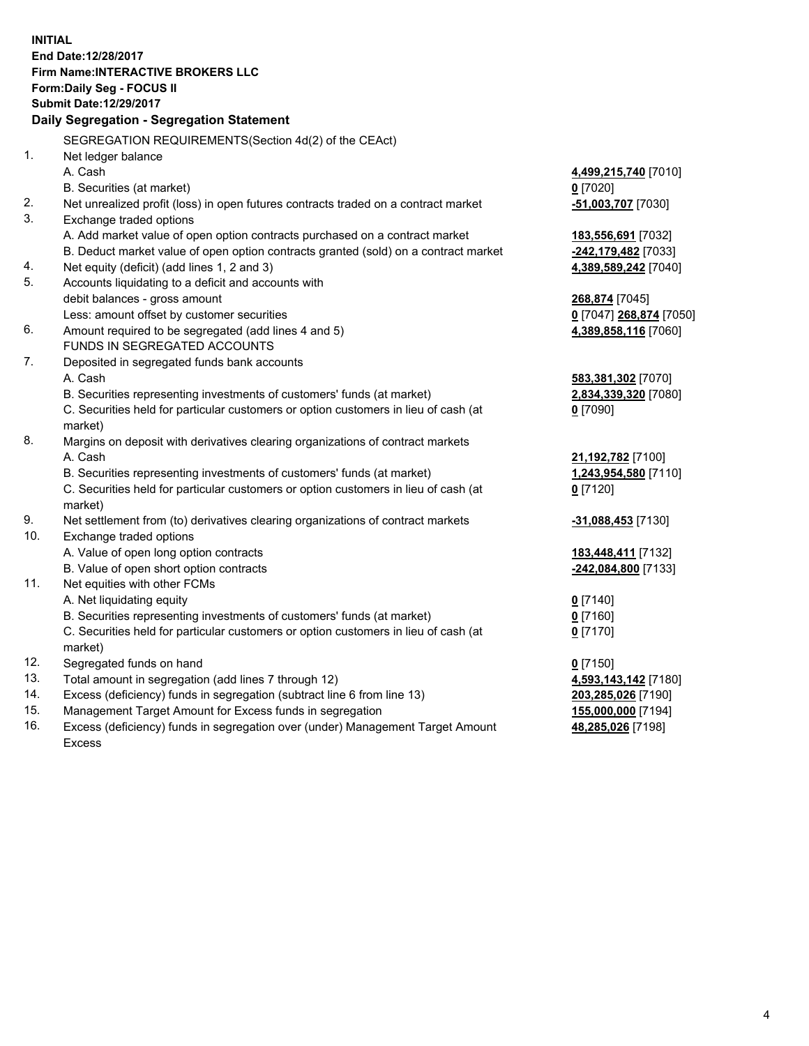**INITIAL**
**End Date:12/28/2017**
**Firm Name:INTERACTIVE BROKERS LLC**
**Form:Daily Seg - FOCUS II**
**Submit Date:12/29/2017**

## Daily Segregation - Segregation Statement

| | | |
|---|---|---|
| | SEGREGATION REQUIREMENTS(Section 4d(2) of the CEAct) | |
| 1. | Net ledger balance | |
| | A. Cash | **4,499,215,740** [7010] |
| | B. Securities (at market) | **0** [7020] |
| 2. | Net unrealized profit (loss) in open futures contracts traded on a contract market | **-51,003,707** [7030] |
| 3. | Exchange traded options | |
| | A. Add market value of open option contracts purchased on a contract market | **183,556,691** [7032] |
| | B. Deduct market value of open option contracts granted (sold) on a contract market | **-242,179,482** [7033] |
| 4. | Net equity (deficit) (add lines 1, 2 and 3) | **4,389,589,242** [7040] |
| 5. | Accounts liquidating to a deficit and accounts with | |
| | debit balances - gross amount | **268,874** [7045] |
| | Less: amount offset by customer securities | **0** [7047] **268,874** [7050] |
| 6. | Amount required to be segregated (add lines 4 and 5) | **4,389,858,116** [7060] |
| | FUNDS IN SEGREGATED ACCOUNTS | |
| 7. | Deposited in segregated funds bank accounts | |
| | A. Cash | **583,381,302** [7070] |
| | B. Securities representing investments of customers' funds (at market) | **2,834,339,320** [7080] |
| | C. Securities held for particular customers or option customers in lieu of cash (at market) | **0** [7090] |
| 8. | Margins on deposit with derivatives clearing organizations of contract markets | |
| | A. Cash | **21,192,782** [7100] |
| | B. Securities representing investments of customers' funds (at market) | **1,243,954,580** [7110] |
| | C. Securities held for particular customers or option customers in lieu of cash (at market) | **0** [7120] |
| 9. | Net settlement from (to) derivatives clearing organizations of contract markets | **-31,088,453** [7130] |
| 10. | Exchange traded options | |
| | A. Value of open long option contracts | **183,448,411** [7132] |
| | B. Value of open short option contracts | **-242,084,800** [7133] |
| 11. | Net equities with other FCMs | |
| | A. Net liquidating equity | **0** [7140] |
| | B. Securities representing investments of customers' funds (at market) | **0** [7160] |
| | C. Securities held for particular customers or option customers in lieu of cash (at market) | **0** [7170] |
| 12. | Segregated funds on hand | **0** [7150] |
| 13. | Total amount in segregation (add lines 7 through 12) | **4,593,143,142** [7180] |
| 14. | Excess (deficiency) funds in segregation (subtract line 6 from line 13) | **203,285,026** [7190] |
| 15. | Management Target Amount for Excess funds in segregation | **155,000,000** [7194] |
| 16. | Excess (deficiency) funds in segregation over (under) Management Target Amount Excess | **48,285,026** [7198] |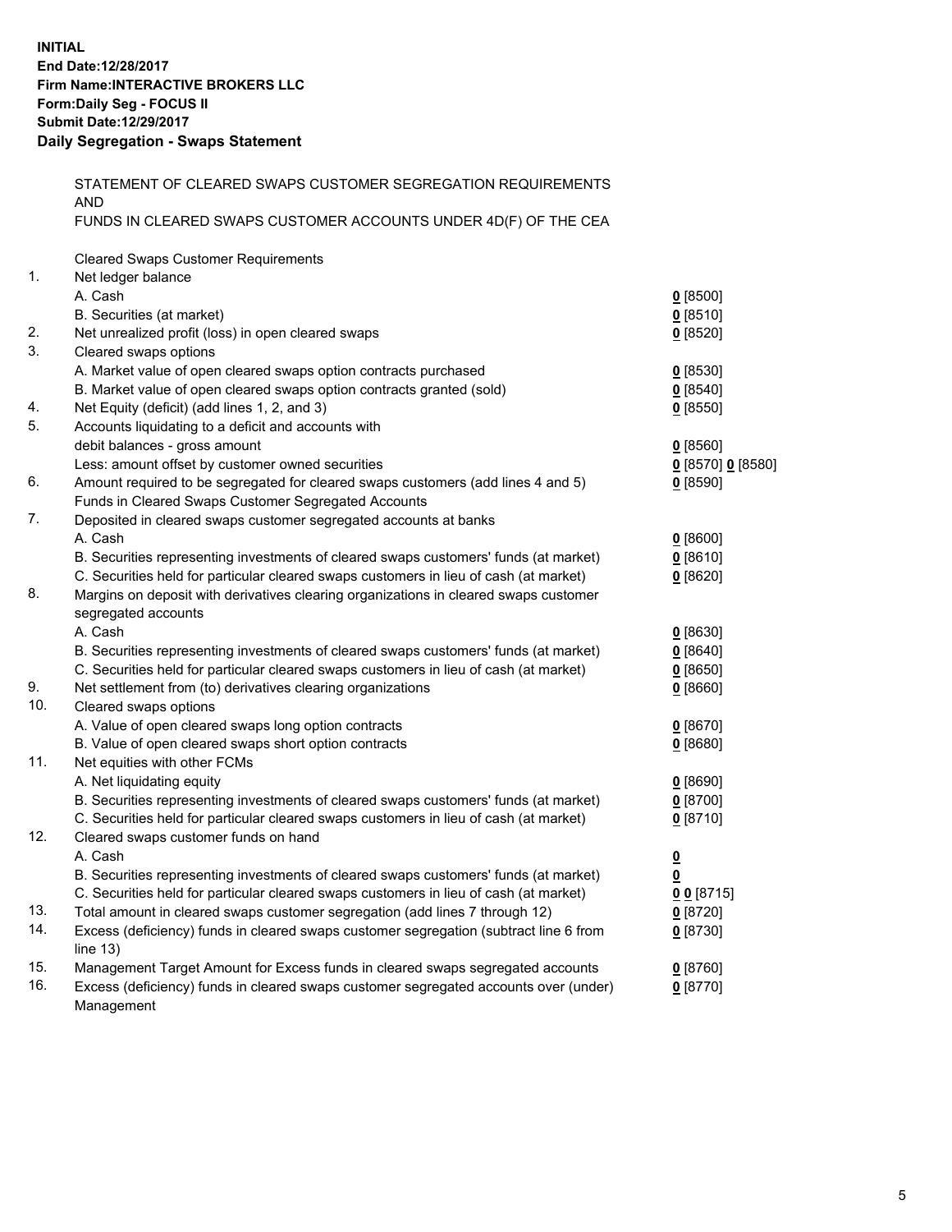**INITIAL**
**End Date:12/28/2017**
**Firm Name:INTERACTIVE BROKERS LLC**
**Form:Daily Seg - FOCUS II**
**Submit Date:12/29/2017**
**Daily Segregation - Swaps Statement**

STATEMENT OF CLEARED SWAPS CUSTOMER SEGREGATION REQUIREMENTS AND FUNDS IN CLEARED SWAPS CUSTOMER ACCOUNTS UNDER 4D(F) OF THE CEA

| | | |
|---|---|---|
| | Cleared Swaps Customer Requirements | |
| 1. | Net ledger balance | |
| | A. Cash | 0 [8500] |
| | B. Securities (at market) | 0 [8510] |
| 2. | Net unrealized profit (loss) in open cleared swaps | 0 [8520] |
| 3. | Cleared swaps options | |
| | A. Market value of open cleared swaps option contracts purchased | 0 [8530] |
| | B. Market value of open cleared swaps option contracts granted (sold) | 0 [8540] |
| 4. | Net Equity (deficit) (add lines 1, 2, and 3) | 0 [8550] |
| 5. | Accounts liquidating to a deficit and accounts with debit balances - gross amount | 0 [8560] |
| | Less: amount offset by customer owned securities | 0 [8570] 0 [8580] |
| 6. | Amount required to be segregated for cleared swaps customers (add lines 4 and 5) | 0 [8590] |
| | Funds in Cleared Swaps Customer Segregated Accounts | |
| 7. | Deposited in cleared swaps customer segregated accounts at banks | |
| | A. Cash | 0 [8600] |
| | B. Securities representing investments of cleared swaps customers' funds (at market) | 0 [8610] |
| | C. Securities held for particular cleared swaps customers in lieu of cash (at market) | 0 [8620] |
| 8. | Margins on deposit with derivatives clearing organizations in cleared swaps customer segregated accounts | |
| | A. Cash | 0 [8630] |
| | B. Securities representing investments of cleared swaps customers' funds (at market) | 0 [8640] |
| | C. Securities held for particular cleared swaps customers in lieu of cash (at market) | 0 [8650] |
| 9. | Net settlement from (to) derivatives clearing organizations | 0 [8660] |
| 10. | Cleared swaps options | |
| | A. Value of open cleared swaps long option contracts | 0 [8670] |
| | B. Value of open cleared swaps short option contracts | 0 [8680] |
| 11. | Net equities with other FCMs | |
| | A. Net liquidating equity | 0 [8690] |
| | B. Securities representing investments of cleared swaps customers' funds (at market) | 0 [8700] |
| | C. Securities held for particular cleared swaps customers in lieu of cash (at market) | 0 [8710] |
| 12. | Cleared swaps customer funds on hand | |
| | A. Cash | 0 |
| | B. Securities representing investments of cleared swaps customers' funds (at market) | 0 |
| | C. Securities held for particular cleared swaps customers in lieu of cash (at market) | 0 0 [8715] |
| 13. | Total amount in cleared swaps customer segregation (add lines 7 through 12) | 0 [8720] |
| 14. | Excess (deficiency) funds in cleared swaps customer segregation (subtract line 6 from line 13) | 0 [8730] |
| 15. | Management Target Amount for Excess funds in cleared swaps segregated accounts | 0 [8760] |
| 16. | Excess (deficiency) funds in cleared swaps customer segregated accounts over (under) Management | 0 [8770] |